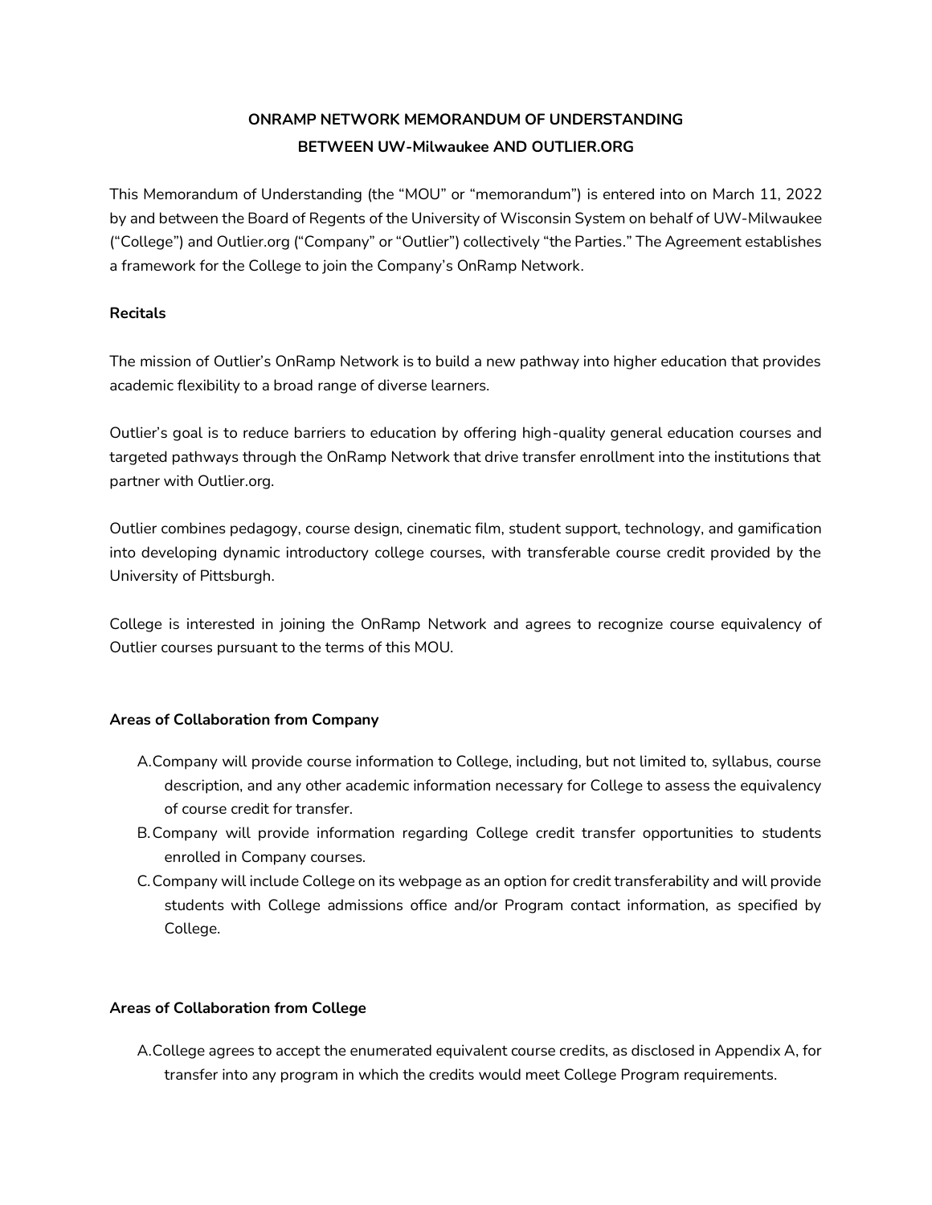# ONRAMP NETWORK MEMORANDUM OF UNDERSTANDING
# BETWEEN UW-Milwaukee AND OUTLIER.ORG

This Memorandum of Understanding (the "MOU" or "memorandum") is entered into on March 11, 2022 by and between the Board of Regents of the University of Wisconsin System on behalf of UW-Milwaukee ("College") and Outlier.org ("Company" or "Outlier") collectively "the Parties." The Agreement establishes a framework for the College to join the Company's OnRamp Network.

**Recitals**

The mission of Outlier's OnRamp Network is to build a new pathway into higher education that provides academic flexibility to a broad range of diverse learners.

Outlier's goal is to reduce barriers to education by offering high-quality general education courses and targeted pathways through the OnRamp Network that drive transfer enrollment into the institutions that partner with Outlier.org.

Outlier combines pedagogy, course design, cinematic film, student support, technology, and gamification into developing dynamic introductory college courses, with transferable course credit provided by the University of Pittsburgh.

College is interested in joining the OnRamp Network and agrees to recognize course equivalency of Outlier courses pursuant to the terms of this MOU.

**Areas of Collaboration from Company**

A. Company will provide course information to College, including, but not limited to, syllabus, course description, and any other academic information necessary for College to assess the equivalency of course credit for transfer.

B. Company will provide information regarding College credit transfer opportunities to students enrolled in Company courses.

C. Company will include College on its webpage as an option for credit transferability and will provide students with College admissions office and/or Program contact information, as specified by College.

**Areas of Collaboration from College**

A. College agrees to accept the enumerated equivalent course credits, as disclosed in Appendix A, for transfer into any program in which the credits would meet College Program requirements.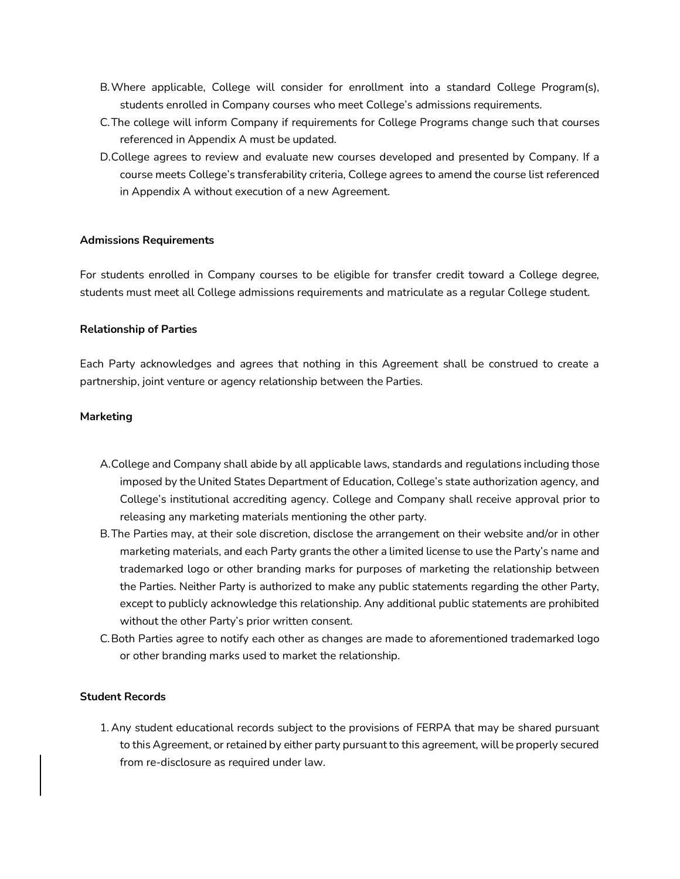B. Where applicable, College will consider for enrollment into a standard College Program(s), students enrolled in Company courses who meet College's admissions requirements.

C. The college will inform Company if requirements for College Programs change such that courses referenced in Appendix A must be updated.

D. College agrees to review and evaluate new courses developed and presented by Company. If a course meets College's transferability criteria, College agrees to amend the course list referenced in Appendix A without execution of a new Agreement.

**Admissions Requirements**

For students enrolled in Company courses to be eligible for transfer credit toward a College degree, students must meet all College admissions requirements and matriculate as a regular College student.

**Relationship of Parties**

Each Party acknowledges and agrees that nothing in this Agreement shall be construed to create a partnership, joint venture or agency relationship between the Parties.

**Marketing**

A. College and Company shall abide by all applicable laws, standards and regulations including those imposed by the United States Department of Education, College's state authorization agency, and College's institutional accrediting agency. College and Company shall receive approval prior to releasing any marketing materials mentioning the other party.

B. The Parties may, at their sole discretion, disclose the arrangement on their website and/or in other marketing materials, and each Party grants the other a limited license to use the Party's name and trademarked logo or other branding marks for purposes of marketing the relationship between the Parties. Neither Party is authorized to make any public statements regarding the other Party, except to publicly acknowledge this relationship. Any additional public statements are prohibited without the other Party's prior written consent.

C. Both Parties agree to notify each other as changes are made to aforementioned trademarked logo or other branding marks used to market the relationship.

**Student Records**

1. Any student educational records subject to the provisions of FERPA that may be shared pursuant to this Agreement, or retained by either party pursuant to this agreement, will be properly secured from re-disclosure as required under law.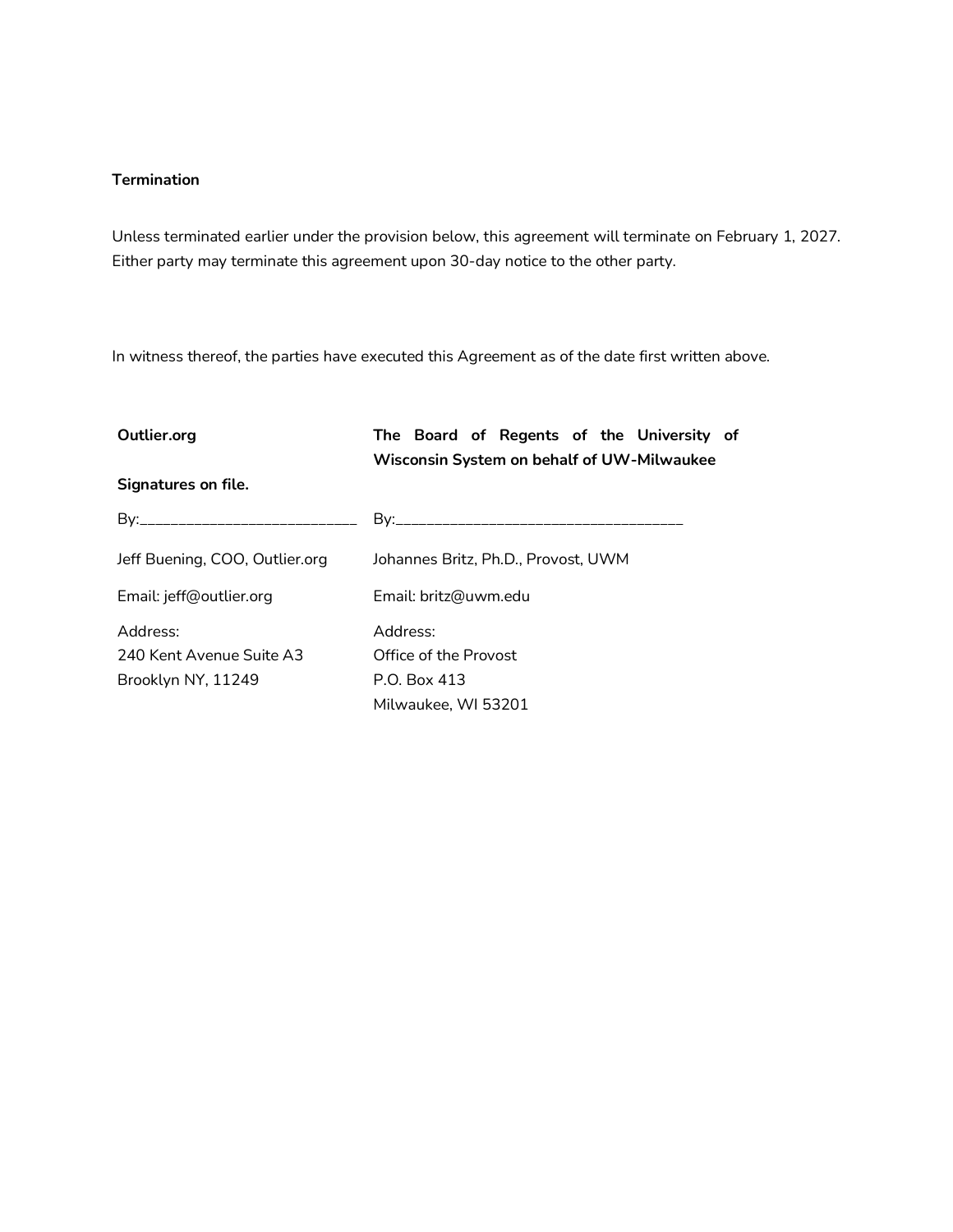**Termination**

Unless terminated earlier under the provision below, this agreement will terminate on February 1, 2027. Either party may terminate this agreement upon 30-day notice to the other party.

In witness thereof, the parties have executed this Agreement as of the date first written above.

| **Outlier.org** | **The Board of Regents of the University of Wisconsin System on behalf of UW-Milwaukee** |
|---|---|
| **Signatures on file.** | |
| By:___________________________ | By:___________________________________ |
| Jeff Buening, COO, Outlier.org | Johannes Britz, Ph.D., Provost, UWM |
| Email: jeff@outlier.org | Email: britz@uwm.edu |
| Address:<br>240 Kent Avenue Suite A3<br>Brooklyn NY, 11249 | Address:<br>Office of the Provost<br>P.O. Box 413<br>Milwaukee, WI 53201 |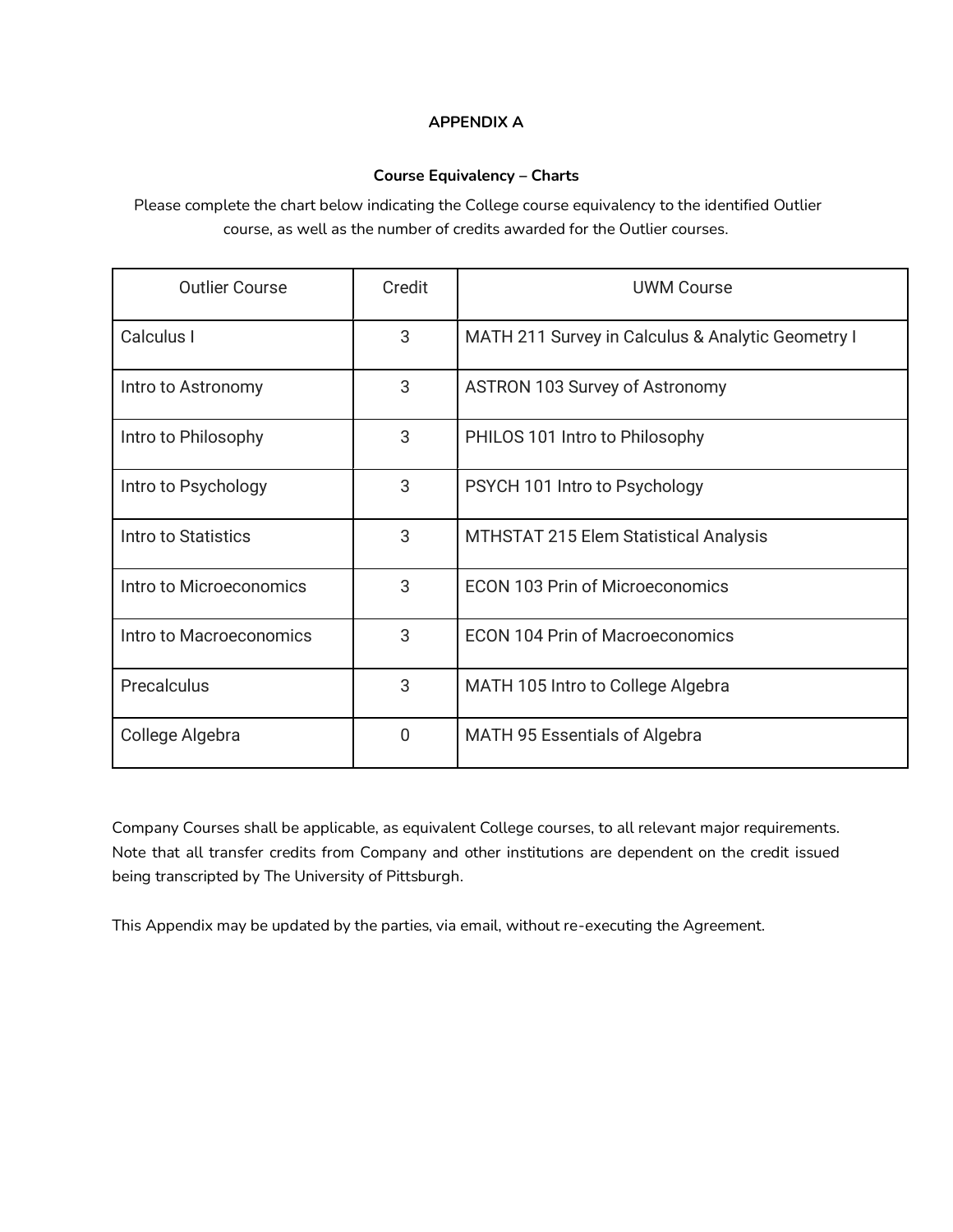## APPENDIX A

### Course Equivalency – Charts

Please complete the chart below indicating the College course equivalency to the identified Outlier course, as well as the number of credits awarded for the Outlier courses.

| Outlier Course | Credit | UWM Course |
|---|---|---|
| Calculus I | 3 | MATH 211 Survey in Calculus & Analytic Geometry I |
| Intro to Astronomy | 3 | ASTRON 103 Survey of Astronomy |
| Intro to Philosophy | 3 | PHILOS 101 Intro to Philosophy |
| Intro to Psychology | 3 | PSYCH 101 Intro to Psychology |
| Intro to Statistics | 3 | MTHSTAT 215 Elem Statistical Analysis |
| Intro to Microeconomics | 3 | ECON 103 Prin of Microeconomics |
| Intro to Macroeconomics | 3 | ECON 104 Prin of Macroeconomics |
| Precalculus | 3 | MATH 105 Intro to College Algebra |
| College Algebra | 0 | MATH 95 Essentials of Algebra |

Company Courses shall be applicable, as equivalent College courses, to all relevant major requirements. Note that all transfer credits from Company and other institutions are dependent on the credit issued being transcripted by The University of Pittsburgh.

This Appendix may be updated by the parties, via email, without re-executing the Agreement.